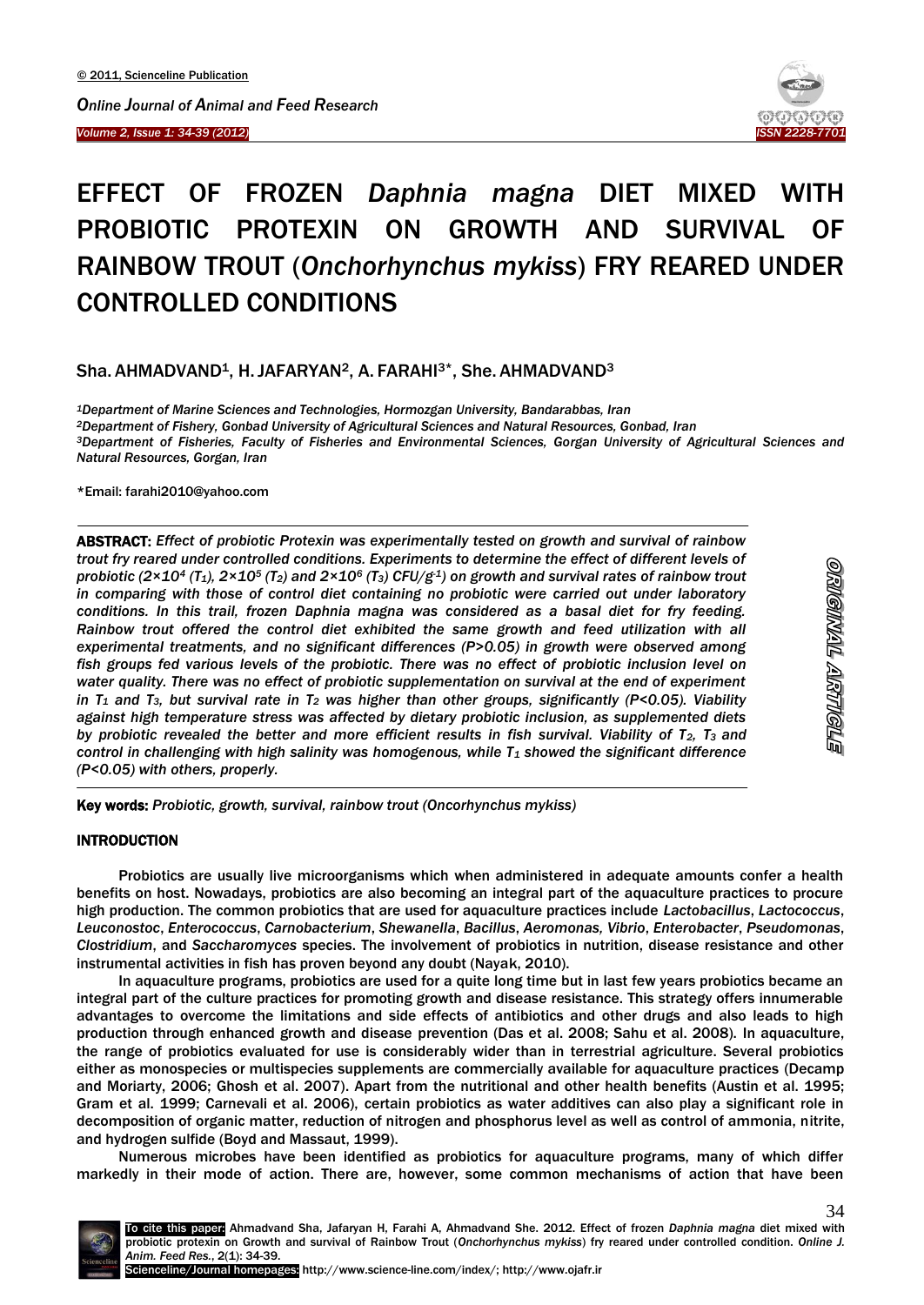# EFFECT OF FROZEN *Daphnia magna* DIET MIXED WITH PROBIOTIC PROTEXIN ON GROWTH AND SURVIVAL OF RAINBOW TROUT (*Onchorhynchus mykiss*) FRY REARED UNDER CONTROLLED CONDITIONS

Sha. AHMADVAND[1], H. JAFARYAN[2], A. FARAHI[3]*, She. AHMADVAND[3]

*[1]Department of Marine Sciences and Technologies, Hormozgan University, Bandarabbas, Iran*
*[2]Department of Fishery, Gonbad University of Agricultural Sciences and Natural Resources, Gonbad, Iran*
*[3]Department of Fisheries, Faculty of Fisheries and Environmental Sciences, Gorgan University of Agricultural Sciences and Natural Resources, Gorgan, Iran*

*Email: farahi2010@yahoo.com

**ORIGINAL ARTICLE**

**ABSTRACT:** *Effect of probiotic Protexin was experimentally tested on growth and survival of rainbow trout fry reared under controlled conditions. Experiments to determine the effect of different levels of probiotic ($2\times10^4$ ($T_1$), $2\times10^5$ ($T_2$) and $2\times10^6$ ($T_3$) CFU/g$^{-1}$) on growth and survival rates of rainbow trout in comparing with those of control diet containing no probiotic were carried out under laboratory conditions. In this trail, frozen Daphnia magna was considered as a basal diet for fry feeding. Rainbow trout offered the control diet exhibited the same growth and feed utilization with all experimental treatments, and no significant differences ($P>0.05$) in growth were observed among fish groups fed various levels of the probiotic. There was no effect of probiotic inclusion level on water quality. There was no effect of probiotic supplementation on survival at the end of experiment in $T_1$ and $T_3$, but survival rate in $T_2$ was higher than other groups, significantly ($P<0.05$). Viability against high temperature stress was affected by dietary probiotic inclusion, as supplemented diets by probiotic revealed the better and more efficient results in fish survival. Viability of $T_2$, $T_3$ and control in challenging with high salinity was homogenous, while $T_1$ showed the significant difference ($P<0.05$) with others, properly.*

**Key words:** *Probiotic, growth, survival, rainbow trout (Oncorhynchus mykiss)*

## INTRODUCTION

Probiotics are usually live microorganisms which when administered in adequate amounts confer a health benefits on host. Nowadays, probiotics are also becoming an integral part of the aquaculture practices to procure high production. The common probiotics that are used for aquaculture practices include *Lactobacillus*, *Lactococcus*, *Leuconostoc*, *Enterococcus*, *Carnobacterium*, *Shewanella*, *Bacillus*, *Aeromonas, Vibrio*, *Enterobacter*, *Pseudomonas*, *Clostridium*, and *Saccharomyces* species. The involvement of probiotics in nutrition, disease resistance and other instrumental activities in fish has proven beyond any doubt (Nayak, 2010).

In aquaculture programs, probiotics are used for a quite long time but in last few years probiotics became an integral part of the culture practices for promoting growth and disease resistance. This strategy offers innumerable advantages to overcome the limitations and side effects of antibiotics and other drugs and also leads to high production through enhanced growth and disease prevention (Das et al. 2008; Sahu et al. 2008). In aquaculture, the range of probiotics evaluated for use is considerably wider than in terrestrial agriculture. Several probiotics either as monospecies or multispecies supplements are commercially available for aquaculture practices (Decamp and Moriarty, 2006; Ghosh et al. 2007). Apart from the nutritional and other health benefits (Austin et al. 1995; Gram et al. 1999; Carnevali et al. 2006), certain probiotics as water additives can also play a significant role in decomposition of organic matter, reduction of nitrogen and phosphorus level as well as control of ammonia, nitrite, and hydrogen sulfide (Boyd and Massaut, 1999).

Numerous microbes have been identified as probiotics for aquaculture programs, many of which differ markedly in their mode of action. There are, however, some common mechanisms of action that have been

To cite this paper: Ahmadvand Sha, Jafaryan H, Farahi A, Ahmadvand She. 2012. Effect of frozen *Daphnia magna* diet mixed with probiotic protexin on Growth and survival of Rainbow Trout (*Onchorhynchus mykiss*) fry reared under controlled condition. *Online J. Anim. Feed Res.*, 2(1): 34-39.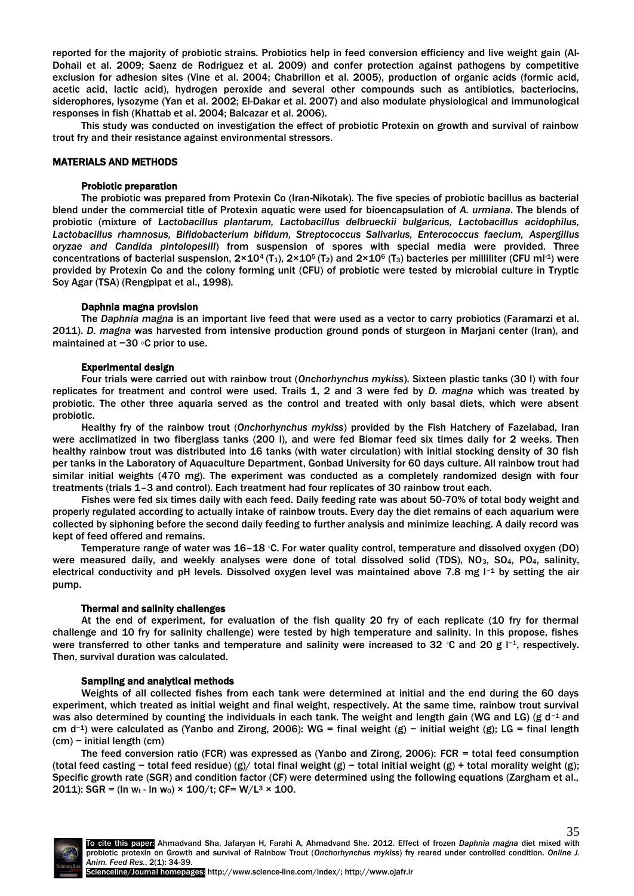reported for the majority of probiotic strains. Probiotics help in feed conversion efficiency and live weight gain (Al-Dohail et al. 2009; Saenz de Rodriguez et al. 2009) and confer protection against pathogens by competitive exclusion for adhesion sites (Vine et al. 2004; Chabrillon et al. 2005), production of organic acids (formic acid, acetic acid, lactic acid), hydrogen peroxide and several other compounds such as antibiotics, bacteriocins, siderophores, lysozyme (Yan et al. 2002; El-Dakar et al. 2007) and also modulate physiological and immunological responses in fish (Khattab et al. 2004; Balcazar et al. 2006).

This study was conducted on investigation the effect of probiotic Protexin on growth and survival of rainbow trout fry and their resistance against environmental stressors.

## MATERIALS AND METHODS

### Probiotic preparation

The probiotic was prepared from Protexin Co (Iran-Nikotak). The five species of probiotic bacillus as bacterial blend under the commercial title of Protexin aquatic were used for bioencapsulation of *A. urmiana*. The blends of probiotic (mixture of *Lactobacillus plantarum, Lactobacillus delbrueckii bulgaricus, Lactobacillus acidophilus, Lactobacillus rhamnosus, Bifidobacterium bifidum, Streptococcus Salivarius, Enterococcus faecium, Aspergillus oryzae and Candida pintolopesill*) from suspension of spores with special media were provided. Three concentrations of bacterial suspension, $2×10^4$ ($T_1$), $2×10^5$ ($T_2$) and $2×10^6$ ($T_3$) bacteries per milliliter (CFU $ml^{-1}$) were provided by Protexin Co and the colony forming unit (CFU) of probiotic were tested by microbial culture in Tryptic Soy Agar (TSA) (Rengpipat et al., 1998).

### Daphnia magna provision

The *Daphnia magna* is an important live feed that were used as a vector to carry probiotics (Faramarzi et al. 2011). *D. magna* was harvested from intensive production ground ponds of sturgeon in Marjani center (Iran), and maintained at −30 ◦C prior to use.

### Experimental design

Four trials were carried out with rainbow trout (*Onchorhynchus mykiss*). Sixteen plastic tanks (30 l) with four replicates for treatment and control were used. Trails 1, 2 and 3 were fed by *D. magna* which was treated by probiotic. The other three aquaria served as the control and treated with only basal diets, which were absent probiotic.

Healthy fry of the rainbow trout (*Onchorhynchus mykiss*) provided by the Fish Hatchery of Fazelabad, Iran were acclimatized in two fiberglass tanks (200 l), and were fed Biomar feed six times daily for 2 weeks. Then healthy rainbow trout was distributed into 16 tanks (with water circulation) with initial stocking density of 30 fish per tanks in the Laboratory of Aquaculture Department, Gonbad University for 60 days culture. All rainbow trout had similar initial weights (470 mg). The experiment was conducted as a completely randomized design with four treatments (trials 1–3 and control). Each treatment had four replicates of 30 rainbow trout each.

Fishes were fed six times daily with each feed. Daily feeding rate was about 50-70% of total body weight and properly regulated according to actually intake of rainbow trouts. Every day the diet remains of each aquarium were collected by siphoning before the second daily feeding to further analysis and minimize leaching. A daily record was kept of feed offered and remains.

Temperature range of water was 16–18 ◦C. For water quality control, temperature and dissolved oxygen (DO) were measured daily, and weekly analyses were done of total dissolved solid (TDS), $NO_3$, $SO_4$, $PO_4$, salinity, electrical conductivity and pH levels. Dissolved oxygen level was maintained above 7.8 mg $l^{-1}$ by setting the air pump.

### Thermal and salinity challenges

At the end of experiment, for evaluation of the fish quality 20 fry of each replicate (10 fry for thermal challenge and 10 fry for salinity challenge) were tested by high temperature and salinity. In this propose, fishes were transferred to other tanks and temperature and salinity were increased to 32 ◦C and 20 g $l^{-1}$, respectively. Then, survival duration was calculated.

### Sampling and analytical methods

Weights of all collected fishes from each tank were determined at initial and the end during the 60 days experiment, which treated as initial weight and final weight, respectively. At the same time, rainbow trout survival was also determined by counting the individuals in each tank. The weight and length gain (WG and LG) (g $d^{-1}$ and cm $d^{-1}$) were calculated as (Yanbo and Zirong, 2006): WG = final weight (g) − initial weight (g); LG = final length (cm) − initial length (cm)

The feed conversion ratio (FCR) was expressed as (Yanbo and Zirong, 2006): FCR = total feed consumption (total feed casting − total feed residue) (g)/ total final weight (g) − total initial weight (g) + total morality weight (g); Specific growth rate (SGR) and condition factor (CF) were determined using the following equations (Zargham et al., 2011): $SGR = (\ln w_t - \ln w_0) \times 100/t$; $CF = W/L^3 \times 100$.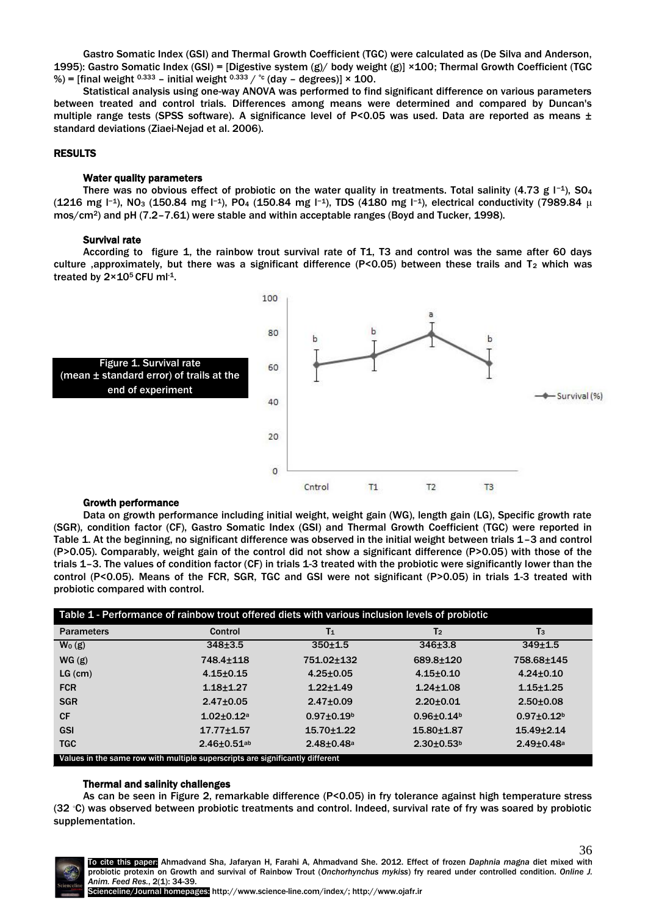Gastro Somatic Index (GSI) and Thermal Growth Coefficient (TGC) were calculated as (De Silva and Anderson, 1995): Gastro Somatic Index (GSI) = [Digestive system (g)/ body weight (g)] ×100; Thermal Growth Coefficient (TGC %) = [final weight $^{0.333}$ – initial weight $^{0.333}$ / °c (day – degrees)] × 100.

Statistical analysis using one-way ANOVA was performed to find significant difference on various parameters between treated and control trials. Differences among means were determined and compared by Duncan's multiple range tests (SPSS software). A significance level of $P<0.05$ was used. Data are reported as means ± standard deviations (Ziaei-Nejad et al. 2006).

## RESULTS

### Water quality parameters

There was no obvious effect of probiotic on the water quality in treatments. Total salinity (4.73 g $l^{-1}$), $SO_4$ (1216 mg $l^{-1}$), $NO_3$ (150.84 mg $l^{-1}$), $PO_4$ (150.84 mg $l^{-1}$), TDS (4180 mg $l^{-1}$), electrical conductivity (7989.84 µ mos/cm$^2$) and pH (7.2–7.61) were stable and within acceptable ranges (Boyd and Tucker, 1998).

### Survival rate

According to figure 1, the rainbow trout survival rate of T1, T3 and control was the same after 60 days culture ,approximately, but there was a significant difference ($P<0.05$) between these trails and $T_2$ which was treated by $2×10^5$ CFU ml$^{-1}$.

Figure 1. Survival rate (mean ± standard error) of trails at the end of experiment

### Growth performance

Data on growth performance including initial weight, weight gain (WG), length gain (LG), Specific growth rate (SGR), condition factor (CF), Gastro Somatic Index (GSI) and Thermal Growth Coefficient (TGC) were reported in Table 1. At the beginning, no significant difference was observed in the initial weight between trials 1–3 and control ($P>0.05$). Comparably, weight gain of the control did not show a significant difference ($P>0.05$) with those of the trials 1–3. The values of condition factor (CF) in trials 1-3 treated with the probiotic were significantly lower than the control ($P<0.05$). Means of the FCR, SGR, TGC and GSI were not significant ($P>0.05$) in trials 1-3 treated with probiotic compared with control.

Table 1 - Performance of rainbow trout offered diets with various inclusion levels of probiotic

| Parameters | Control | $T_1$ | $T_2$ | $T_3$ |
|---|---|---|---|---|
| $W_0$ (g) | 348±3.5 | 350±1.5 | 346±3.8 | 349±1.5 |
| WG (g) | 748.4±118 | 751.02±132 | 689.8±120 | 758.68±145 |
| LG (cm) | 4.15±0.15 | 4.25±0.05 | 4.15±0.10 | 4.24±0.10 |
| FCR | 1.18±1.27 | 1.22±1.49 | 1.24±1.08 | 1.15±1.25 |
| SGR | 2.47±0.05 | 2.47±0.09 | 2.20±0.01 | 2.50±0.08 |
| CF | 1.02±0.12$^a$ | 0.97±0.19$^b$ | 0.96±0.14$^b$ | 0.97±0.12$^b$ |
| GSI | 17.77±1.57 | 15.70±1.22 | 15.80±1.87 | 15.49±2.14 |
| TGC | 2.46±0.51$^{ab}$ | 2.48±0.48$^a$ | 2.30±0.53$^b$ | 2.49±0.48$^a$ |

Values in the same row with multiple superscripts are significantly different

### Thermal and salinity challenges

As can be seen in Figure 2, remarkable difference ($P<0.05$) in fry tolerance against high temperature stress (32 °C) was observed between probiotic treatments and control. Indeed, survival rate of fry was soared by probiotic supplementation.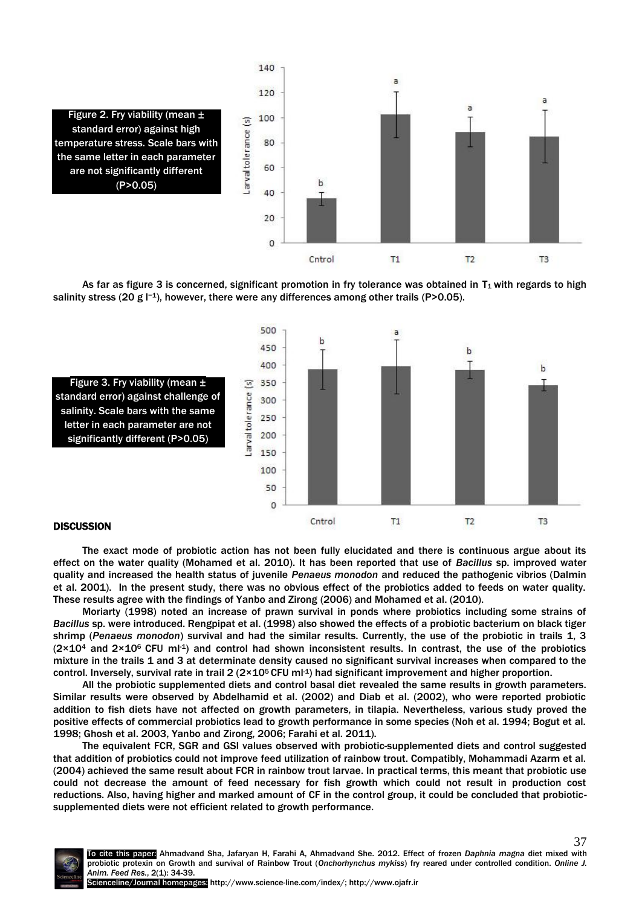Figure 2. Fry viability (mean ± standard error) against high temperature stress. Scale bars with the same letter in each parameter are not significantly different (P>0.05)

As far as figure 3 is concerned, significant promotion in fry tolerance was obtained in $T_1$ with regards to high salinity stress (20 g $l^{-1}$), however, there were any differences among other trails (P>0.05).

Figure 3. Fry viability (mean ± standard error) against challenge of salinity. Scale bars with the same letter in each parameter are not significantly different (P>0.05)

## DISCUSSION

The exact mode of probiotic action has not been fully elucidated and there is continuous argue about its effect on the water quality (Mohamed et al. 2010). It has been reported that use of *Bacillus* sp. improved water quality and increased the health status of juvenile *Penaeus monodon* and reduced the pathogenic vibrios (Dalmin et al. 2001). In the present study, there was no obvious effect of the probiotics added to feeds on water quality. These results agree with the findings of Yanbo and Zirong (2006) and Mohamed et al. (2010).

Moriarty (1998) noted an increase of prawn survival in ponds where probiotics including some strains of *Bacillus* sp. were introduced. Rengpipat et al. (1998) also showed the effects of a probiotic bacterium on black tiger shrimp (*Penaeus monodon*) survival and had the similar results. Currently, the use of the probiotic in trails 1, 3 ($2×10^4$ and $2×10^6$ CFU $ml^{-1}$) and control had shown inconsistent results. In contrast, the use of the probiotics mixture in the trails 1 and 3 at determinate density caused no significant survival increases when compared to the control. Inversely, survival rate in trail 2 ($2×10^5$ CFU $ml^{-1}$) had significant improvement and higher proportion.

All the probiotic supplemented diets and control basal diet revealed the same results in growth parameters. Similar results were observed by Abdelhamid et al. (2002) and Diab et al. (2002), who were reported probiotic addition to fish diets have not affected on growth parameters, in tilapia. Nevertheless, various study proved the positive effects of commercial probiotics lead to growth performance in some species (Noh et al. 1994; Bogut et al. 1998; Ghosh et al. 2003, Yanbo and Zirong, 2006; Farahi et al. 2011).

The equivalent FCR, SGR and GSI values observed with probiotic-supplemented diets and control suggested that addition of probiotics could not improve feed utilization of rainbow trout. Compatibly, Mohammadi Azarm et al. (2004) achieved the same result about FCR in rainbow trout larvae. In practical terms, this meant that probiotic use could not decrease the amount of feed necessary for fish growth which could not result in production cost reductions. Also, having higher and marked amount of CF in the control group, it could be concluded that probiotic-supplemented diets were not efficient related to growth performance.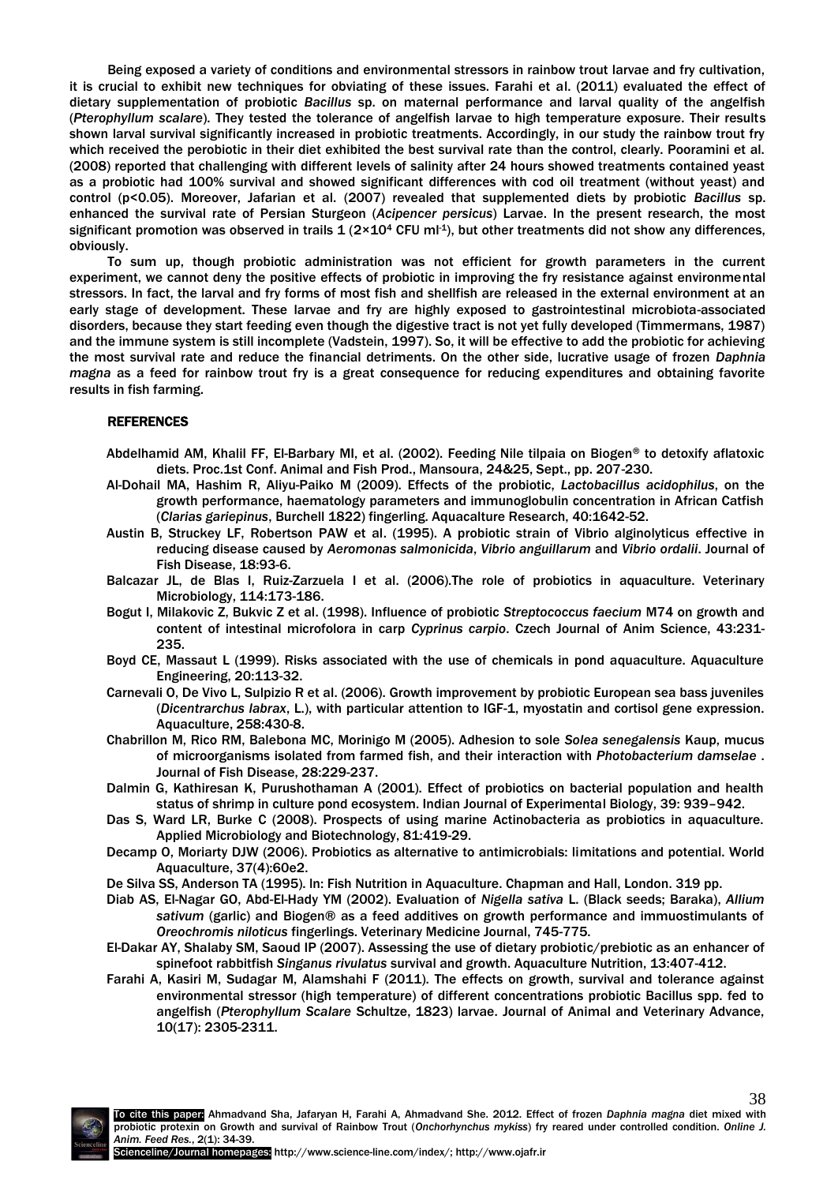Being exposed a variety of conditions and environmental stressors in rainbow trout larvae and fry cultivation, it is crucial to exhibit new techniques for obviating of these issues. Farahi et al. (2011) evaluated the effect of dietary supplementation of probiotic *Bacillus* sp. on maternal performance and larval quality of the angelfish (*Pterophyllum scalare*). They tested the tolerance of angelfish larvae to high temperature exposure. Their results shown larval survival significantly increased in probiotic treatments. Accordingly, in our study the rainbow trout fry which received the perobiotic in their diet exhibited the best survival rate than the control, clearly. Pooramini et al. (2008) reported that challenging with different levels of salinity after 24 hours showed treatments contained yeast as a probiotic had 100% survival and showed significant differences with cod oil treatment (without yeast) and control ($p<0.05$). Moreover, Jafarian et al. (2007) revealed that supplemented diets by probiotic *Bacillus* sp. enhanced the survival rate of Persian Sturgeon (*Acipencer persicus*) Larvae. In the present research, the most significant promotion was observed in trails 1 ($2\times10^4$ CFU $ml^{-1}$), but other treatments did not show any differences, obviously.

To sum up, though probiotic administration was not efficient for growth parameters in the current experiment, we cannot deny the positive effects of probiotic in improving the fry resistance against environmental stressors. In fact, the larval and fry forms of most fish and shellfish are released in the external environment at an early stage of development. These larvae and fry are highly exposed to gastrointestinal microbiota-associated disorders, because they start feeding even though the digestive tract is not yet fully developed (Timmermans, 1987) and the immune system is still incomplete (Vadstein, 1997). So, it will be effective to add the probiotic for achieving the most survival rate and reduce the financial detriments. On the other side, lucrative usage of frozen *Daphnia magna* as a feed for rainbow trout fry is a great consequence for reducing expenditures and obtaining favorite results in fish farming.

## REFERENCES

Abdelhamid AM, Khalil FF, El-Barbary MI, et al. (2002). Feeding Nile tilpaia on Biogen® to detoxify aflatoxic diets. Proc.1st Conf. Animal and Fish Prod., Mansoura, 24&25, Sept., pp. 207-230.

Al-Dohail MA, Hashim R, Aliyu-Paiko M (2009). Effects of the probiotic, *Lactobacillus acidophilus*, on the growth performance, haematology parameters and immunoglobulin concentration in African Catfish (*Clarias gariepinus*, Burchell 1822) fingerling. Aquacalture Research, 40:1642-52.

Austin B, Struckey LF, Robertson PAW et al. (1995). A probiotic strain of Vibrio alginolyticus effective in reducing disease caused by *Aeromonas salmonicida*, *Vibrio anguillarum* and *Vibrio ordalii*. Journal of Fish Disease, 18:93-6.

Balcazar JL, de Blas I, Ruiz-Zarzuela I et al. (2006).The role of probiotics in aquaculture. Veterinary Microbiology, 114:173-186.

Bogut I, Milakovic Z, Bukvic Z et al. (1998). Influence of probiotic *Streptococcus faecium* M74 on growth and content of intestinal microfolora in carp *Cyprinus carpio*. Czech Journal of Anim Science, 43:231-235.

Boyd CE, Massaut L (1999). Risks associated with the use of chemicals in pond aquaculture. Aquaculture Engineering, 20:113-32.

Carnevali O, De Vivo L, Sulpizio R et al. (2006). Growth improvement by probiotic European sea bass juveniles (*Dicentrarchus labrax*, L.), with particular attention to IGF-1, myostatin and cortisol gene expression. Aquaculture, 258:430-8.

Chabrillon M, Rico RM, Balebona MC, Morinigo M (2005). Adhesion to sole *Solea senegalensis* Kaup, mucus of microorganisms isolated from farmed fish, and their interaction with *Photobacterium damselae* . Journal of Fish Disease, 28:229-237.

Dalmin G, Kathiresan K, Purushothaman A (2001). Effect of probiotics on bacterial population and health status of shrimp in culture pond ecosystem. Indian Journal of Experimental Biology, 39: 939–942.

Das S, Ward LR, Burke C (2008). Prospects of using marine Actinobacteria as probiotics in aquaculture. Applied Microbiology and Biotechnology, 81:419-29.

Decamp O, Moriarty DJW (2006). Probiotics as alternative to antimicrobials: limitations and potential. World Aquaculture, 37(4):60e2.

De Silva SS, Anderson TA (1995). In: Fish Nutrition in Aquaculture. Chapman and Hall, London. 319 pp.

Diab AS, El-Nagar GO, Abd-El-Hady YM (2002). Evaluation of *Nigella sativa* L. (Black seeds; Baraka), *Allium sativum* (garlic) and Biogen® as a feed additives on growth performance and immuostimulants of *Oreochromis niloticus* fingerlings. Veterinary Medicine Journal, 745-775.

El-Dakar AY, Shalaby SM, Saoud IP (2007). Assessing the use of dietary probiotic/prebiotic as an enhancer of spinefoot rabbitfish *Singanus rivulatus* survival and growth. Aquaculture Nutrition, 13:407-412.

Farahi A, Kasiri M, Sudagar M, Alamshahi F (2011). The effects on growth, survival and tolerance against environmental stressor (high temperature) of different concentrations probiotic Bacillus spp. fed to angelfish (*Pterophyllum Scalare* Schultze, 1823) larvae. Journal of Animal and Veterinary Advance, 10(17): 2305-2311.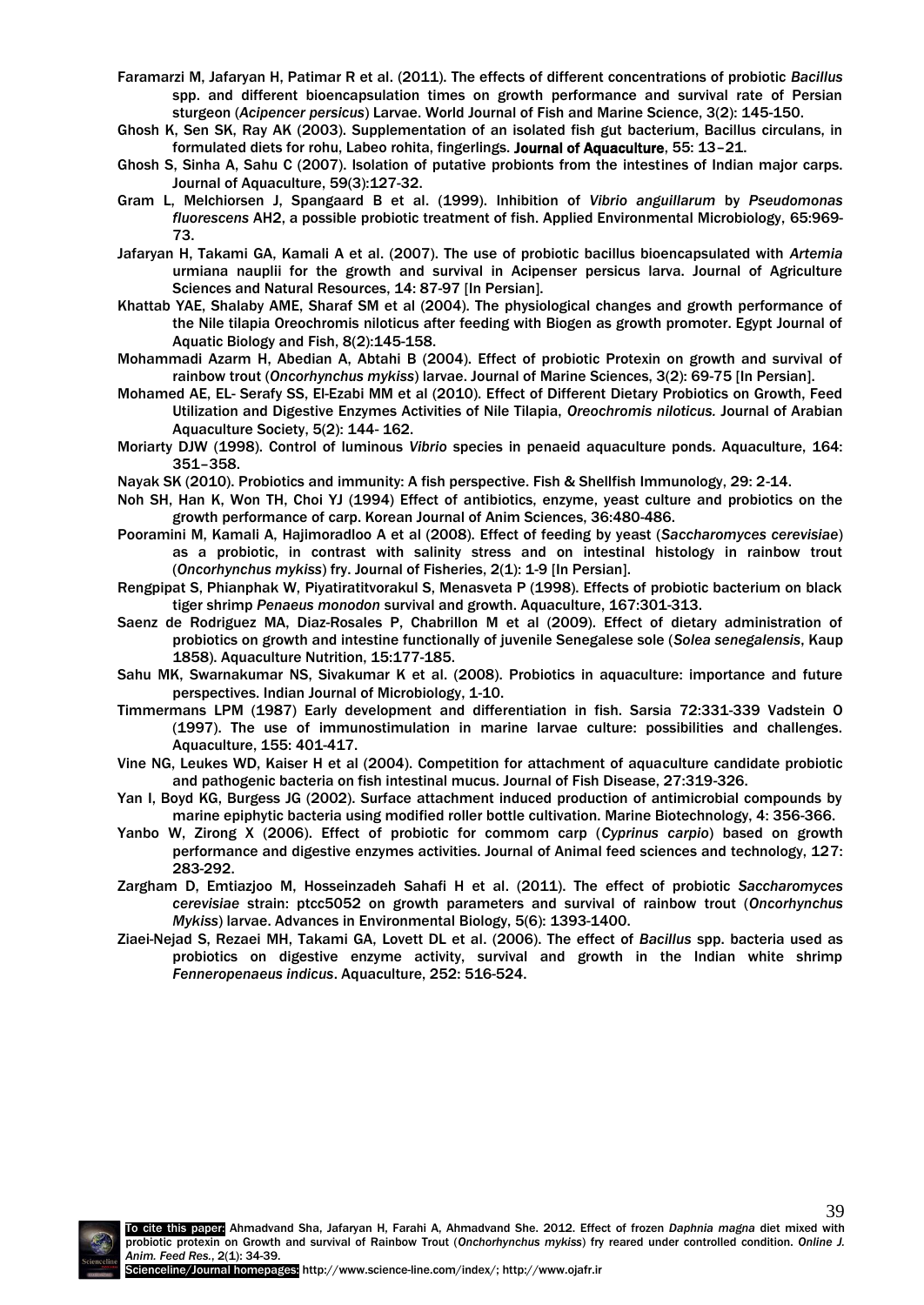Faramarzi M, Jafaryan H, Patimar R et al. (2011). The effects of different concentrations of probiotic *Bacillus* spp. and different bioencapsulation times on growth performance and survival rate of Persian sturgeon (*Acipencer persicus*) Larvae. World Journal of Fish and Marine Science, 3(2): 145-150.

Ghosh K, Sen SK, Ray AK (2003). Supplementation of an isolated fish gut bacterium, Bacillus circulans, in formulated diets for rohu, Labeo rohita, fingerlings. **Journal of Aquaculture**, 55: 13–21.

Ghosh S, Sinha A, Sahu C (2007). Isolation of putative probionts from the intestines of Indian major carps. Journal of Aquaculture, 59(3):127-32.

Gram L, Melchiorsen J, Spangaard B et al. (1999). Inhibition of *Vibrio anguillarum* by *Pseudomonas fluorescens* AH2, a possible probiotic treatment of fish. Applied Environmental Microbiology, 65:969-73.

Jafaryan H, Takami GA, Kamali A et al. (2007). The use of probiotic bacillus bioencapsulated with *Artemia* urmiana nauplii for the growth and survival in Acipenser persicus larva. Journal of Agriculture Sciences and Natural Resources, 14: 87-97 [In Persian].

Khattab YAE, Shalaby AME, Sharaf SM et al (2004). The physiological changes and growth performance of the Nile tilapia Oreochromis niloticus after feeding with Biogen as growth promoter. Egypt Journal of Aquatic Biology and Fish, 8(2):145-158.

Mohammadi Azarm H, Abedian A, Abtahi B (2004). Effect of probiotic Protexin on growth and survival of rainbow trout (*Oncorhynchus mykiss*) larvae. Journal of Marine Sciences, 3(2): 69-75 [In Persian].

Mohamed AE, EL- Serafy SS, El-Ezabi MM et al (2010). Effect of Different Dietary Probiotics on Growth, Feed Utilization and Digestive Enzymes Activities of Nile Tilapia, *Oreochromis niloticus.* Journal of Arabian Aquaculture Society, 5(2): 144- 162.

Moriarty DJW (1998). Control of luminous *Vibrio* species in penaeid aquaculture ponds. Aquaculture, 164: 351–358.

Nayak SK (2010). Probiotics and immunity: A fish perspective. Fish & Shellfish Immunology, 29: 2-14.

Noh SH, Han K, Won TH, Choi YJ (1994) Effect of antibiotics, enzyme, yeast culture and probiotics on the growth performance of carp. Korean Journal of Anim Sciences, 36:480-486.

Pooramini M, Kamali A, Hajimoradloo A et al (2008). Effect of feeding by yeast (*Saccharomyces cerevisiae*) as a probiotic, in contrast with salinity stress and on intestinal histology in rainbow trout (*Oncorhynchus mykiss*) fry. Journal of Fisheries, 2(1): 1-9 [In Persian].

Rengpipat S, Phianphak W, Piyatiratitvorakul S, Menasveta P (1998). Effects of probiotic bacterium on black tiger shrimp *Penaeus monodon* survival and growth. Aquaculture, 167:301-313.

Saenz de Rodriguez MA, Diaz-Rosales P, Chabrillon M et al (2009). Effect of dietary administration of probiotics on growth and intestine functionally of juvenile Senegalese sole (*Solea senegalensis*, Kaup 1858). Aquaculture Nutrition, 15:177-185.

Sahu MK, Swarnakumar NS, Sivakumar K et al. (2008). Probiotics in aquaculture: importance and future perspectives. Indian Journal of Microbiology, 1-10.

Timmermans LPM (1987) Early development and differentiation in fish. Sarsia 72:331-339 Vadstein O (1997). The use of immunostimulation in marine larvae culture: possibilities and challenges. Aquaculture, 155: 401-417.

Vine NG, Leukes WD, Kaiser H et al (2004). Competition for attachment of aquaculture candidate probiotic and pathogenic bacteria on fish intestinal mucus. Journal of Fish Disease, 27:319-326.

Yan I, Boyd KG, Burgess JG (2002). Surface attachment induced production of antimicrobial compounds by marine epiphytic bacteria using modified roller bottle cultivation. Marine Biotechnology, 4: 356-366.

Yanbo W, Zirong X (2006). Effect of probiotic for commom carp (*Cyprinus carpio*) based on growth performance and digestive enzymes activities. Journal of Animal feed sciences and technology, 127: 283-292.

Zargham D, Emtiazjoo M, Hosseinzadeh Sahafi H et al. (2011). The effect of probiotic *Saccharomyces cerevisiae* strain: ptcc5052 on growth parameters and survival of rainbow trout (*Oncorhynchus Mykiss*) larvae. Advances in Environmental Biology, 5(6): 1393-1400.

Ziaei-Nejad S, Rezaei MH, Takami GA, Lovett DL et al. (2006). The effect of *Bacillus* spp. bacteria used as probiotics on digestive enzyme activity, survival and growth in the Indian white shrimp *Fenneropenaeus indicus*. Aquaculture, 252: 516-524.